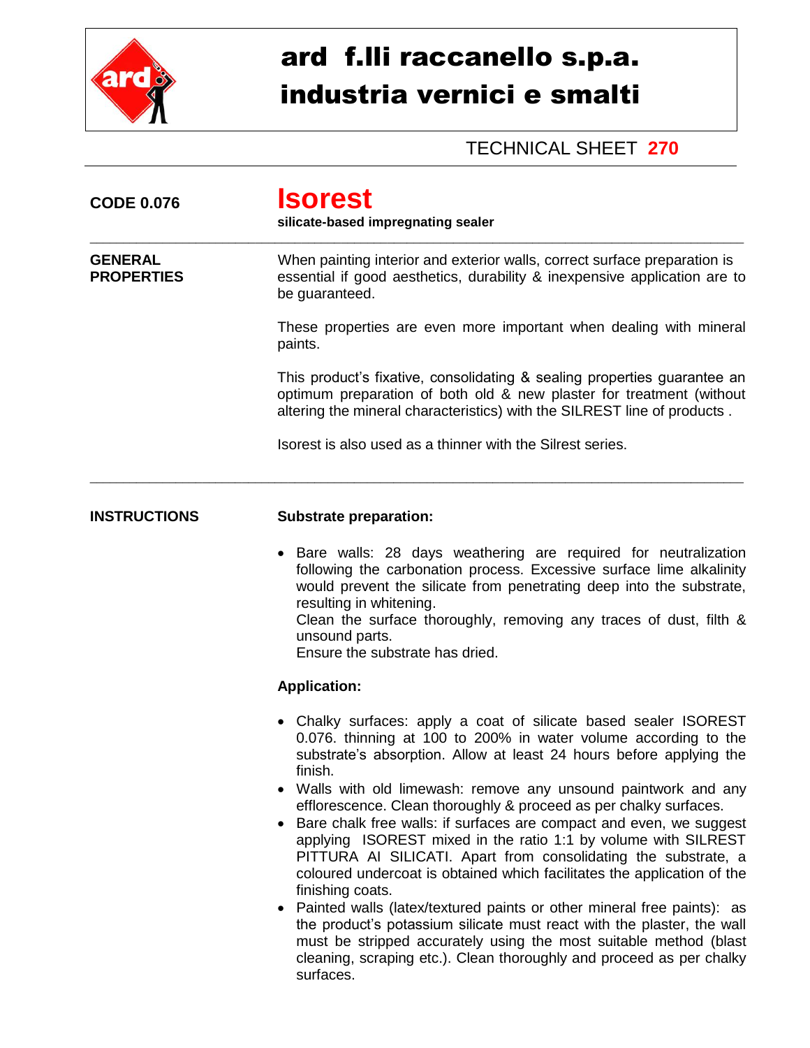# ard f.lli raccanello s.p.a.
# industria vernici e smalti

TECHNICAL SHEET **270**

**CODE 0.076**

## Isorest

**silicate-based impregnating sealer**

---

**GENERAL PROPERTIES**

When painting interior and exterior walls, correct surface preparation is essential if good aesthetics, durability & inexpensive application are to be guaranteed.

These properties are even more important when dealing with mineral paints.

This product's fixative, consolidating & sealing properties guarantee an optimum preparation of both old & new plaster for treatment (without altering the mineral characteristics) with the SILREST line of products .

Isorest is also used as a thinner with the Silrest series.

---

**INSTRUCTIONS**

**Substrate preparation:**

- Bare walls: 28 days weathering are required for neutralization following the carbonation process. Excessive surface lime alkalinity would prevent the silicate from penetrating deep into the substrate, resulting in whitening.
  Clean the surface thoroughly, removing any traces of dust, filth & unsound parts.
  Ensure the substrate has dried.

**Application:**

- Chalky surfaces: apply a coat of silicate based sealer ISOREST 0.076. thinning at 100 to 200% in water volume according to the substrate's absorption. Allow at least 24 hours before applying the finish.
- Walls with old limewash: remove any unsound paintwork and any efflorescence. Clean thoroughly & proceed as per chalky surfaces.
- Bare chalk free walls: if surfaces are compact and even, we suggest applying ISOREST mixed in the ratio 1:1 by volume with SILREST PITTURA AI SILICATI. Apart from consolidating the substrate, a coloured undercoat is obtained which facilitates the application of the finishing coats.
- Painted walls (latex/textured paints or other mineral free paints): as the product's potassium silicate must react with the plaster, the wall must be stripped accurately using the most suitable method (blast cleaning, scraping etc.). Clean thoroughly and proceed as per chalky surfaces.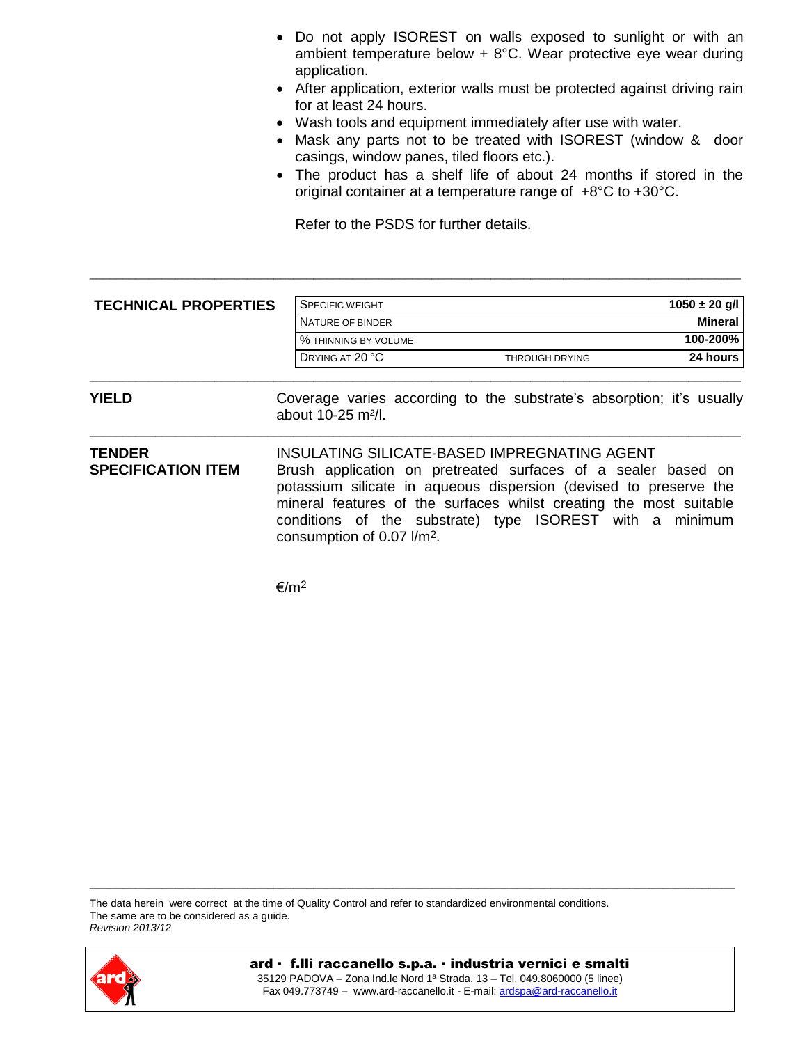- Do not apply ISOREST on walls exposed to sunlight or with an ambient temperature below + 8°C. Wear protective eye wear during application.
- After application, exterior walls must be protected against driving rain for at least 24 hours.
- Wash tools and equipment immediately after use with water.
- Mask any parts not to be treated with ISOREST (window & door casings, window panes, tiled floors etc.).
- The product has a shelf life of about 24 months if stored in the original container at a temperature range of +8°C to +30°C.

Refer to the PSDS for further details.

## TECHNICAL PROPERTIES

| | | |
|---|---|---|
| SPECIFIC WEIGHT | | **1050 ± 20 g/l** |
| NATURE OF BINDER | | **Mineral** |
| % THINNING BY VOLUME | | **100-200%** |
| DRYING AT 20 °C | THROUGH DRYING | **24 hours** |

## YIELD

Coverage varies according to the substrate's absorption; it's usually about 10-25 m²/l.

## TENDER SPECIFICATION ITEM

INSULATING SILICATE-BASED IMPREGNATING AGENT
Brush application on pretreated surfaces of a sealer based on potassium silicate in aqueous dispersion (devised to preserve the mineral features of the surfaces whilst creating the most suitable conditions of the substrate) type ISOREST with a minimum consumption of 0.07 l/m².

€/m²

The data herein were correct at the time of Quality Control and refer to standardized environmental conditions.
The same are to be considered as a guide.
*Revision 2013/12*

**ard · f.lli raccanello s.p.a. · industria vernici e smalti**
35129 PADOVA – Zona Ind.le Nord 1ª Strada, 13 – Tel. 049.8060000 (5 linee)
Fax 049.773749 – www.ard-raccanello.it - E-mail: ardspa@ard-raccanello.it